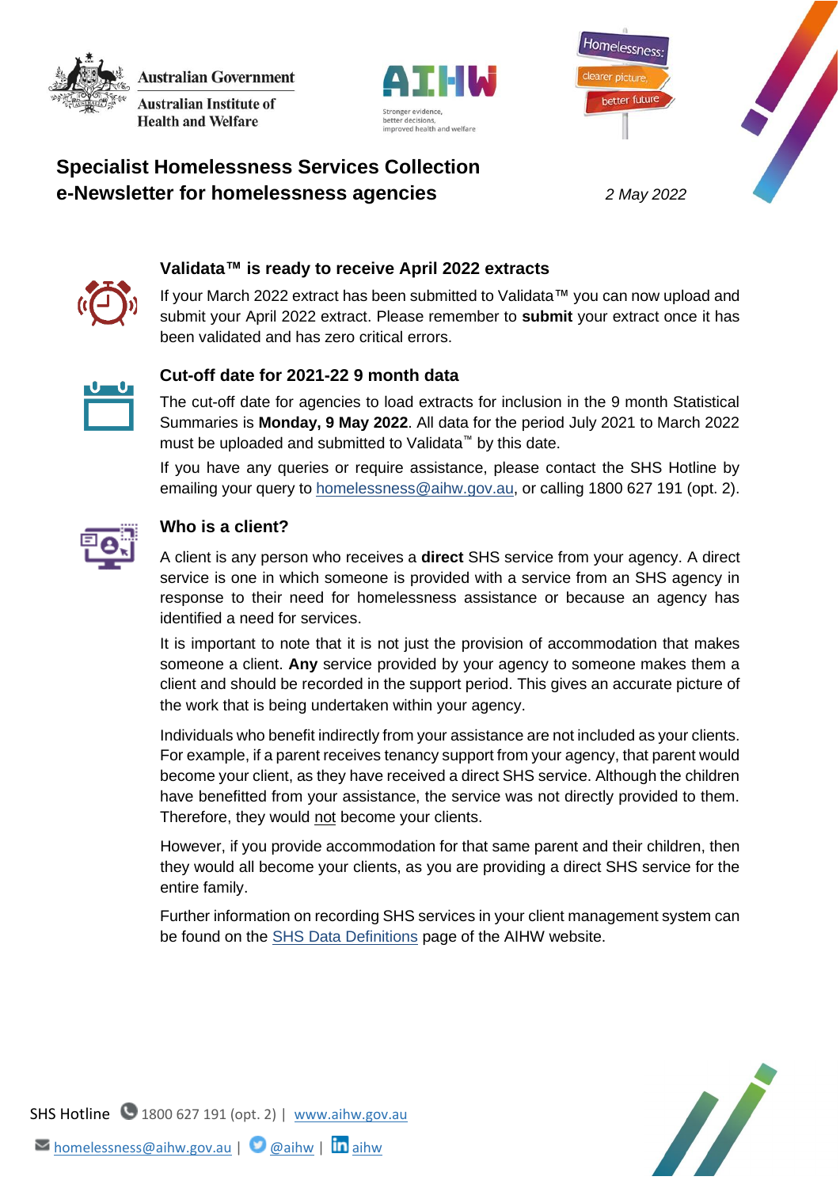Australian Government
Australian Institute of Health and Welfare

AIHW
Stronger evidence, better decisions, improved health and welfare

Homelessness: clearer picture, better future

# Specialist Homelessness Services Collection e-Newsletter for homelessness agencies

*2 May 2022*

## Validata™ is ready to receive April 2022 extracts

If your March 2022 extract has been submitted to Validata™ you can now upload and submit your April 2022 extract. Please remember to **submit** your extract once it has been validated and has zero critical errors.

## Cut-off date for 2021-22 9 month data

The cut-off date for agencies to load extracts for inclusion in the 9 month Statistical Summaries is **Monday, 9 May 2022**. All data for the period July 2021 to March 2022 must be uploaded and submitted to Validata™ by this date.

If you have any queries or require assistance, please contact the SHS Hotline by emailing your query to homelessness@aihw.gov.au, or calling 1800 627 191 (opt. 2).

## Who is a client?

A client is any person who receives a **direct** SHS service from your agency. A direct service is one in which someone is provided with a service from an SHS agency in response to their need for homelessness assistance or because an agency has identified a need for services.

It is important to note that it is not just the provision of accommodation that makes someone a client. **Any** service provided by your agency to someone makes them a client and should be recorded in the support period. This gives an accurate picture of the work that is being undertaken within your agency.

Individuals who benefit indirectly from your assistance are not included as your clients. For example, if a parent receives tenancy support from your agency, that parent would become your client, as they have received a direct SHS service. Although the children have benefitted from your assistance, the service was not directly provided to them. Therefore, they would not become your clients.

However, if you provide accommodation for that same parent and their children, then they would all become your clients, as you are providing a direct SHS service for the entire family.

Further information on recording SHS services in your client management system can be found on the SHS Data Definitions page of the AIHW website.

SHS Hotline 1800 627 191 (opt. 2) | www.aihw.gov.au

homelessness@aihw.gov.au | @aihw | aihw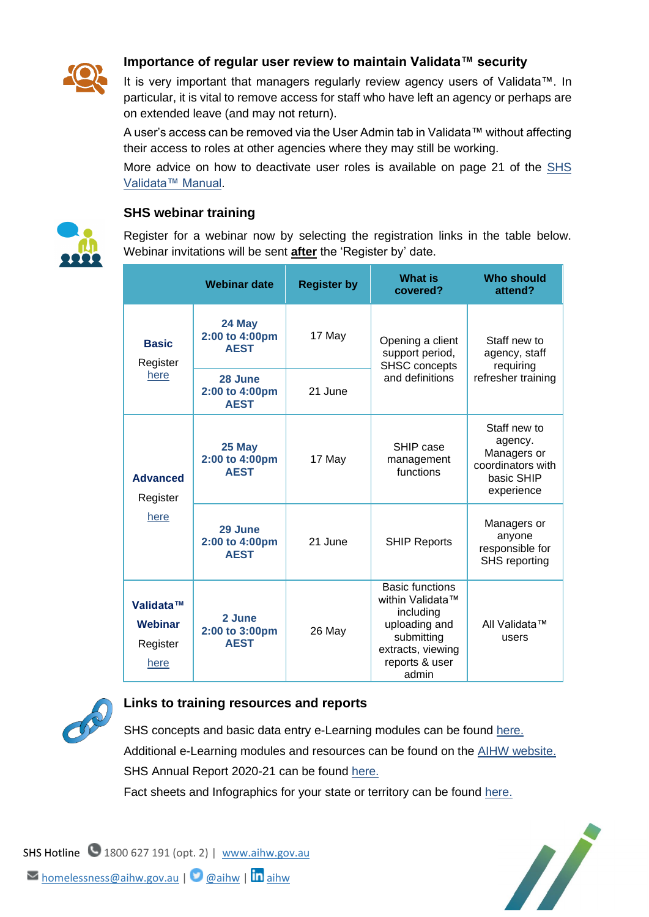### Importance of regular user review to maintain Validata™ security

It is very important that managers regularly review agency users of Validata™. In particular, it is vital to remove access for staff who have left an agency or perhaps are on extended leave (and may not return).

A user's access can be removed via the User Admin tab in Validata™ without affecting their access to roles at other agencies where they may still be working.

More advice on how to deactivate user roles is available on page 21 of the SHS Validata™ Manual.

### SHS webinar training

Register for a webinar now by selecting the registration links in the table below. Webinar invitations will be sent **after** the 'Register by' date.

| | Webinar date | Register by | What is covered? | Who should attend? |
|---|---|---|---|---|
| **Basic** Register here | **24 May 2:00 to 4:00pm AEST** | 17 May | Opening a client support period, SHSC concepts and definitions | Staff new to agency, staff requiring refresher training |
| | **28 June 2:00 to 4:00pm AEST** | 21 June | | |
| **Advanced** Register here | **25 May 2:00 to 4:00pm AEST** | 17 May | SHIP case management functions | Staff new to agency. Managers or coordinators with basic SHIP experience |
| | **29 June 2:00 to 4:00pm AEST** | 21 June | SHIP Reports | Managers or anyone responsible for SHS reporting |
| **Validata™ Webinar** Register here | **2 June 2:00 to 3:00pm AEST** | 26 May | Basic functions within Validata™ including uploading and submitting extracts, viewing reports & user admin | All Validata™ users |

### Links to training resources and reports

SHS concepts and basic data entry e-Learning modules can be found here.

Additional e-Learning modules and resources can be found on the AIHW website.

SHS Annual Report 2020-21 can be found here.

Fact sheets and Infographics for your state or territory can be found here.

SHS Hotline 1800 627 191 (opt. 2) | www.aihw.gov.au

homelessness@aihw.gov.au | @aihw | aihw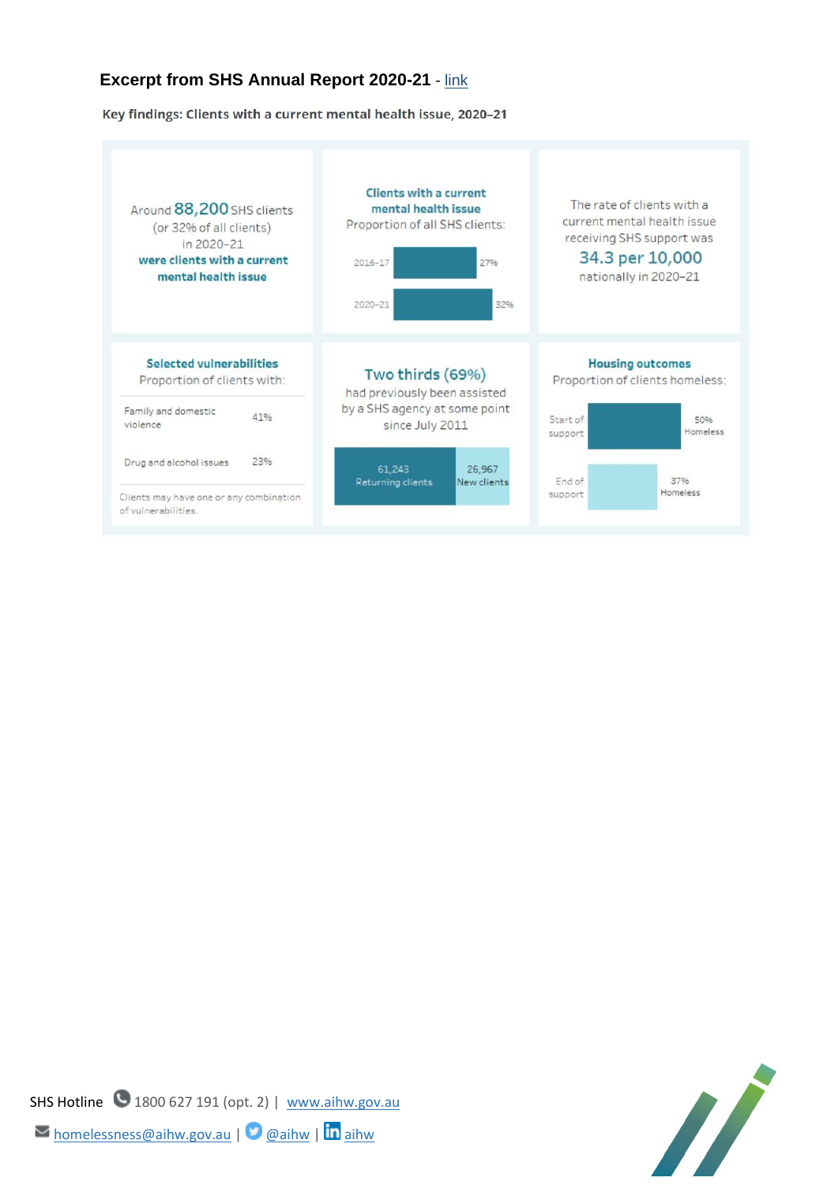### Excerpt from SHS Annual Report 2020-21 - link

**Key findings: Clients with a current mental health issue, 2020–21**

Around **88,200** SHS clients (or 32% of all clients) in 2020–21 **were clients with a current mental health issue**

**Clients with a current mental health issue**
Proportion of all SHS clients:

2016-17 27%
2020-21 32%

The rate of clients with a current mental health issue receiving SHS support was **34.3 per 10,000** nationally in 2020–21

**Selected vulnerabilities**
Proportion of clients with:

Family and domestic violence 41%
Drug and alcohol issues 23%

Clients may have one or any combination of vulnerabilities.

**Two thirds (69%)** had previously been assisted by a SHS agency at some point since July 2011

61,243 Returning clients
26,967 New clients

**Housing outcomes**
Proportion of clients homeless:

Start of support 50% Homeless
End of support 37% Homeless

SHS Hotline 1800 627 191 (opt. 2) | www.aihw.gov.au

homelessness@aihw.gov.au | @aihw | aihw